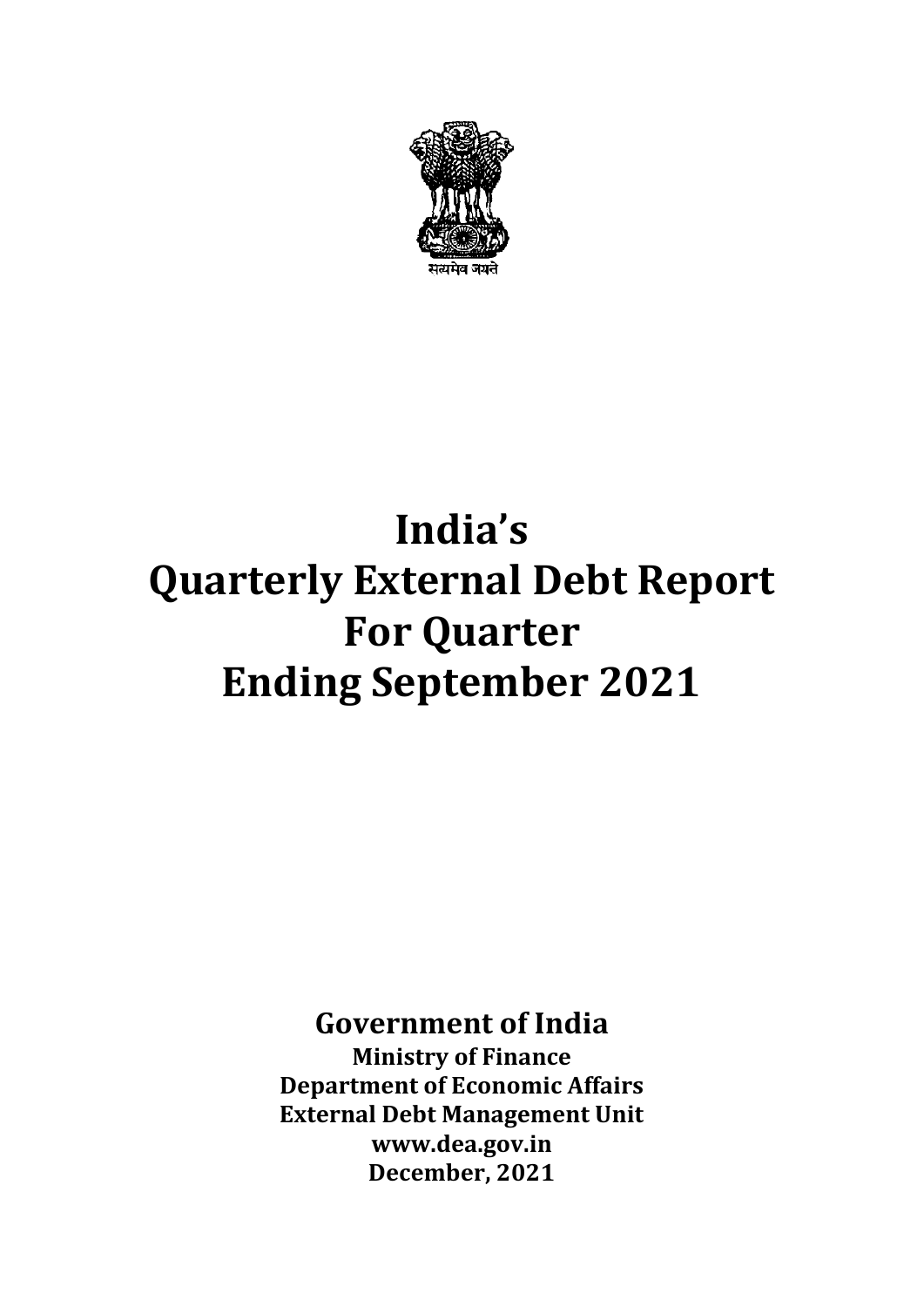सत्यमेव जयते

# India's Quarterly External Debt Report For Quarter Ending September 2021

**Government of India**

**Ministry of Finance**

**Department of Economic Affairs**

**External Debt Management Unit**

**www.dea.gov.in**

**December, 2021**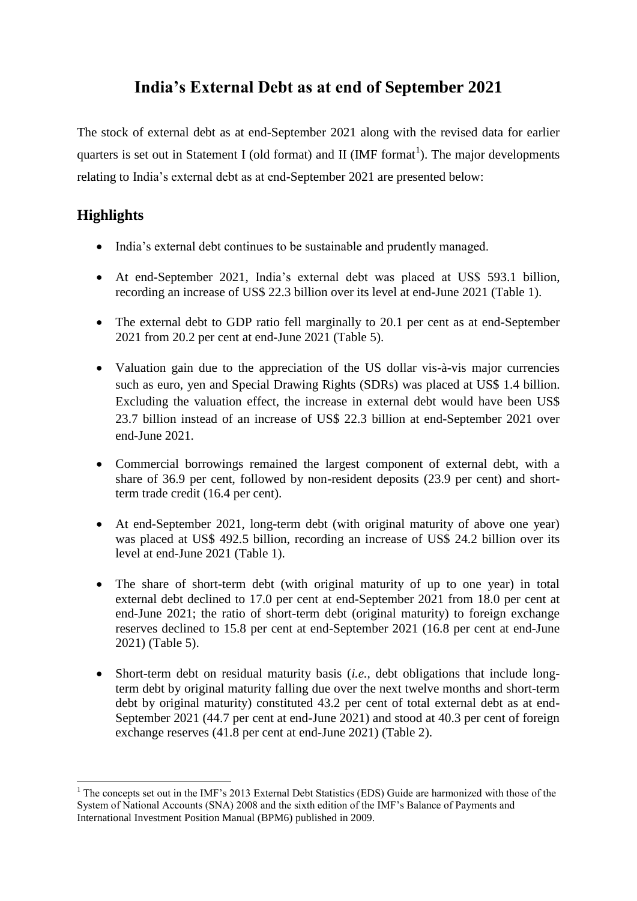# India's External Debt as at end of September 2021

The stock of external debt as at end-September 2021 along with the revised data for earlier quarters is set out in Statement I (old format) and II (IMF format[1]). The major developments relating to India's external debt as at end-September 2021 are presented below:

## Highlights

- India's external debt continues to be sustainable and prudently managed.
- At end-September 2021, India's external debt was placed at US$ 593.1 billion, recording an increase of US$ 22.3 billion over its level at end-June 2021 (Table 1).
- The external debt to GDP ratio fell marginally to 20.1 per cent as at end-September 2021 from 20.2 per cent at end-June 2021 (Table 5).
- Valuation gain due to the appreciation of the US dollar vis-à-vis major currencies such as euro, yen and Special Drawing Rights (SDRs) was placed at US$ 1.4 billion. Excluding the valuation effect, the increase in external debt would have been US$ 23.7 billion instead of an increase of US$ 22.3 billion at end-September 2021 over end-June 2021.
- Commercial borrowings remained the largest component of external debt, with a share of 36.9 per cent, followed by non-resident deposits (23.9 per cent) and short-term trade credit (16.4 per cent).
- At end-September 2021, long-term debt (with original maturity of above one year) was placed at US$ 492.5 billion, recording an increase of US$ 24.2 billion over its level at end-June 2021 (Table 1).
- The share of short-term debt (with original maturity of up to one year) in total external debt declined to 17.0 per cent at end-September 2021 from 18.0 per cent at end-June 2021; the ratio of short-term debt (original maturity) to foreign exchange reserves declined to 15.8 per cent at end-September 2021 (16.8 per cent at end-June 2021) (Table 5).
- Short-term debt on residual maturity basis (*i.e.,* debt obligations that include long-term debt by original maturity falling due over the next twelve months and short-term debt by original maturity) constituted 43.2 per cent of total external debt as at end-September 2021 (44.7 per cent at end-June 2021) and stood at 40.3 per cent of foreign exchange reserves (41.8 per cent at end-June 2021) (Table 2).

---

[1] The concepts set out in the IMF's 2013 External Debt Statistics (EDS) Guide are harmonized with those of the System of National Accounts (SNA) 2008 and the sixth edition of the IMF's Balance of Payments and International Investment Position Manual (BPM6) published in 2009.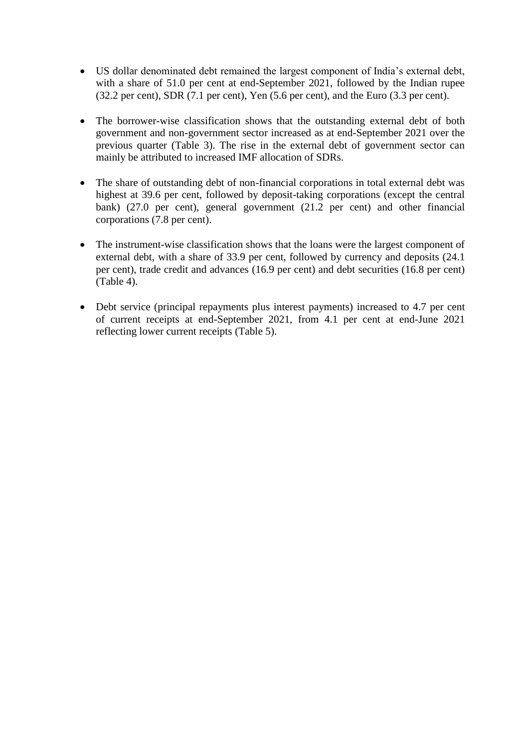- US dollar denominated debt remained the largest component of India's external debt, with a share of 51.0 per cent at end-September 2021, followed by the Indian rupee (32.2 per cent), SDR (7.1 per cent), Yen (5.6 per cent), and the Euro (3.3 per cent).

- The borrower-wise classification shows that the outstanding external debt of both government and non-government sector increased as at end-September 2021 over the previous quarter (Table 3). The rise in the external debt of government sector can mainly be attributed to increased IMF allocation of SDRs.

- The share of outstanding debt of non-financial corporations in total external debt was highest at 39.6 per cent, followed by deposit-taking corporations (except the central bank) (27.0 per cent), general government (21.2 per cent) and other financial corporations (7.8 per cent).

- The instrument-wise classification shows that the loans were the largest component of external debt, with a share of 33.9 per cent, followed by currency and deposits (24.1 per cent), trade credit and advances (16.9 per cent) and debt securities (16.8 per cent) (Table 4).

- Debt service (principal repayments plus interest payments) increased to 4.7 per cent of current receipts at end-September 2021, from 4.1 per cent at end-June 2021 reflecting lower current receipts (Table 5).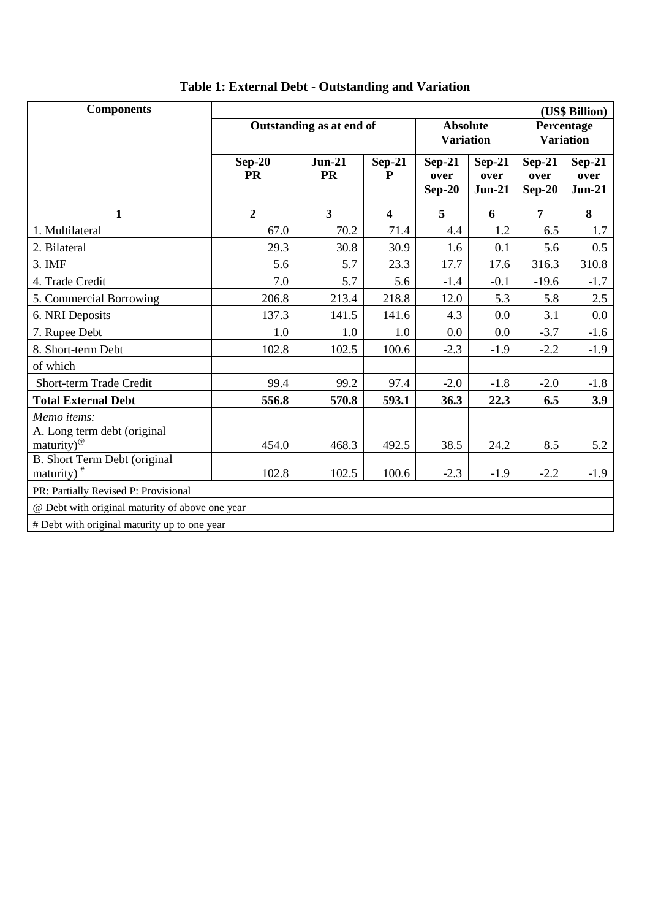**Table 1: External Debt - Outstanding and Variation**

| Components | (US$ Billion) | | | | | | |
|---|---|---|---|---|---|---|---|
| | Outstanding as at end of | | | Absolute Variation | | Percentage Variation | |
| | Sep-20 PR | Jun-21 PR | Sep-21 P | Sep-21 over Sep-20 | Sep-21 over Jun-21 | Sep-21 over Sep-20 | Sep-21 over Jun-21 |
| 1 | 2 | 3 | 4 | 5 | 6 | 7 | 8 |
| 1. Multilateral | 67.0 | 70.2 | 71.4 | 4.4 | 1.2 | 6.5 | 1.7 |
| 2. Bilateral | 29.3 | 30.8 | 30.9 | 1.6 | 0.1 | 5.6 | 0.5 |
| 3. IMF | 5.6 | 5.7 | 23.3 | 17.7 | 17.6 | 316.3 | 310.8 |
| 4. Trade Credit | 7.0 | 5.7 | 5.6 | -1.4 | -0.1 | -19.6 | -1.7 |
| 5. Commercial Borrowing | 206.8 | 213.4 | 218.8 | 12.0 | 5.3 | 5.8 | 2.5 |
| 6. NRI Deposits | 137.3 | 141.5 | 141.6 | 4.3 | 0.0 | 3.1 | 0.0 |
| 7. Rupee Debt | 1.0 | 1.0 | 1.0 | 0.0 | 0.0 | -3.7 | -1.6 |
| 8. Short-term Debt | 102.8 | 102.5 | 100.6 | -2.3 | -1.9 | -2.2 | -1.9 |
| of which | | | | | | | |
| Short-term Trade Credit | 99.4 | 99.2 | 97.4 | -2.0 | -1.8 | -2.0 | -1.8 |
| **Total External Debt** | **556.8** | **570.8** | **593.1** | **36.3** | **22.3** | **6.5** | **3.9** |
| *Memo items:* | | | | | | | |
| A. Long term debt (original maturity)@ | 454.0 | 468.3 | 492.5 | 38.5 | 24.2 | 8.5 | 5.2 |
| B. Short Term Debt (original maturity) # | 102.8 | 102.5 | 100.6 | -2.3 | -1.9 | -2.2 | -1.9 |

PR: Partially Revised P: Provisional

@ Debt with original maturity of above one year

# Debt with original maturity up to one year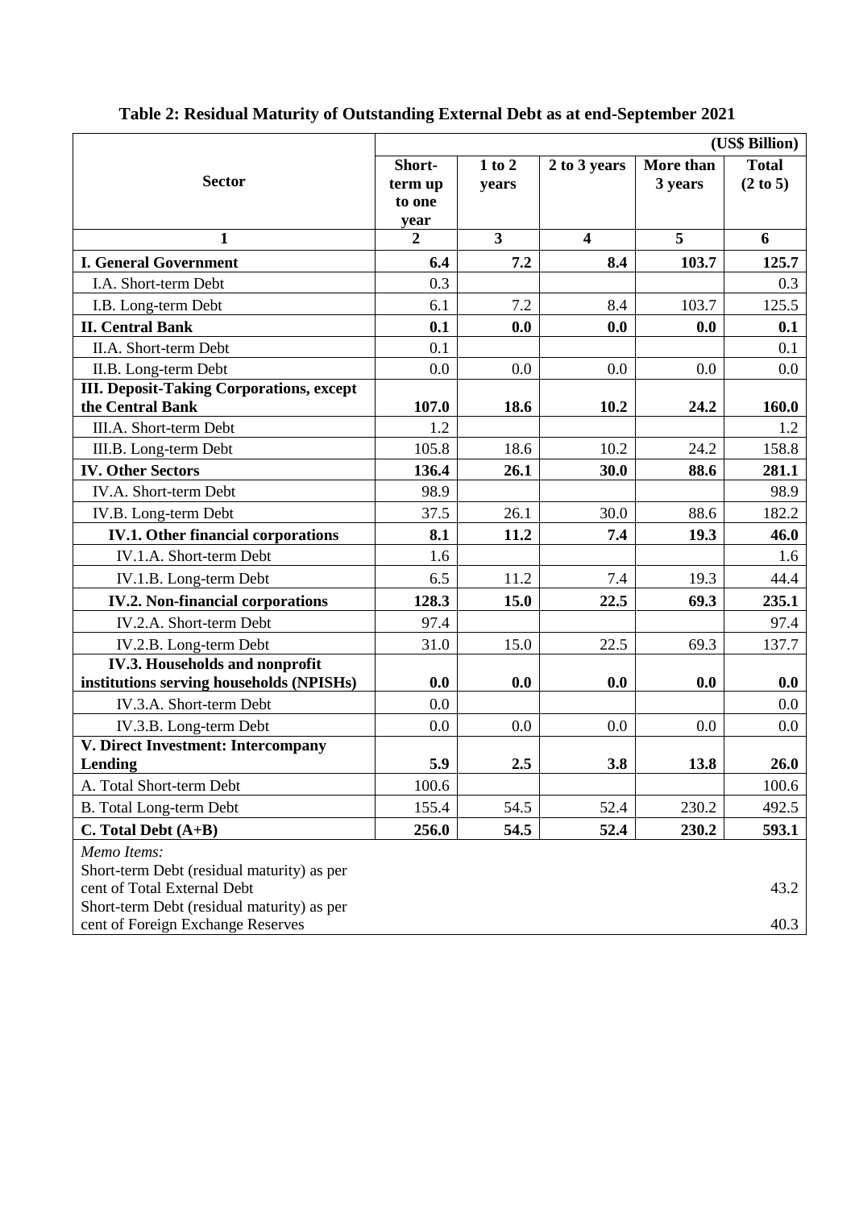**Table 2: Residual Maturity of Outstanding External Debt as at end-September 2021**

| Sector | Short-term up to one year | 1 to 2 years | 2 to 3 years | More than 3 years | Total (2 to 5) |
|---|---|---|---|---|---|
| | | | | | (US$ Billion) |
| 1 | 2 | 3 | 4 | 5 | 6 |
| **I. General Government** | **6.4** | **7.2** | **8.4** | **103.7** | **125.7** |
| I.A. Short-term Debt | 0.3 | | | | 0.3 |
| I.B. Long-term Debt | 6.1 | 7.2 | 8.4 | 103.7 | 125.5 |
| **II. Central Bank** | **0.1** | **0.0** | **0.0** | **0.0** | **0.1** |
| II.A. Short-term Debt | 0.1 | | | | 0.1 |
| II.B. Long-term Debt | 0.0 | 0.0 | 0.0 | 0.0 | 0.0 |
| **III. Deposit-Taking Corporations, except the Central Bank** | **107.0** | **18.6** | **10.2** | **24.2** | **160.0** |
| III.A. Short-term Debt | 1.2 | | | | 1.2 |
| III.B. Long-term Debt | 105.8 | 18.6 | 10.2 | 24.2 | 158.8 |
| **IV. Other Sectors** | **136.4** | **26.1** | **30.0** | **88.6** | **281.1** |
| IV.A. Short-term Debt | 98.9 | | | | 98.9 |
| IV.B. Long-term Debt | 37.5 | 26.1 | 30.0 | 88.6 | 182.2 |
| **IV.1. Other financial corporations** | **8.1** | **11.2** | **7.4** | **19.3** | **46.0** |
| IV.1.A. Short-term Debt | 1.6 | | | | 1.6 |
| IV.1.B. Long-term Debt | 6.5 | 11.2 | 7.4 | 19.3 | 44.4 |
| **IV.2. Non-financial corporations** | **128.3** | **15.0** | **22.5** | **69.3** | **235.1** |
| IV.2.A. Short-term Debt | 97.4 | | | | 97.4 |
| IV.2.B. Long-term Debt | 31.0 | 15.0 | 22.5 | 69.3 | 137.7 |
| **IV.3. Households and nonprofit institutions serving households (NPISHs)** | **0.0** | **0.0** | **0.0** | **0.0** | **0.0** |
| IV.3.A. Short-term Debt | 0.0 | | | | 0.0 |
| IV.3.B. Long-term Debt | 0.0 | 0.0 | 0.0 | 0.0 | 0.0 |
| **V. Direct Investment: Intercompany Lending** | **5.9** | **2.5** | **3.8** | **13.8** | **26.0** |
| A. Total Short-term Debt | 100.6 | | | | 100.6 |
| B. Total Long-term Debt | 155.4 | 54.5 | 52.4 | 230.2 | 492.5 |
| **C. Total Debt (A+B)** | **256.0** | **54.5** | **52.4** | **230.2** | **593.1** |
| *Memo Items:* | | | | | |
| Short-term Debt (residual maturity) as per cent of Total External Debt | | | | | 43.2 |
| Short-term Debt (residual maturity) as per cent of Foreign Exchange Reserves | | | | | 40.3 |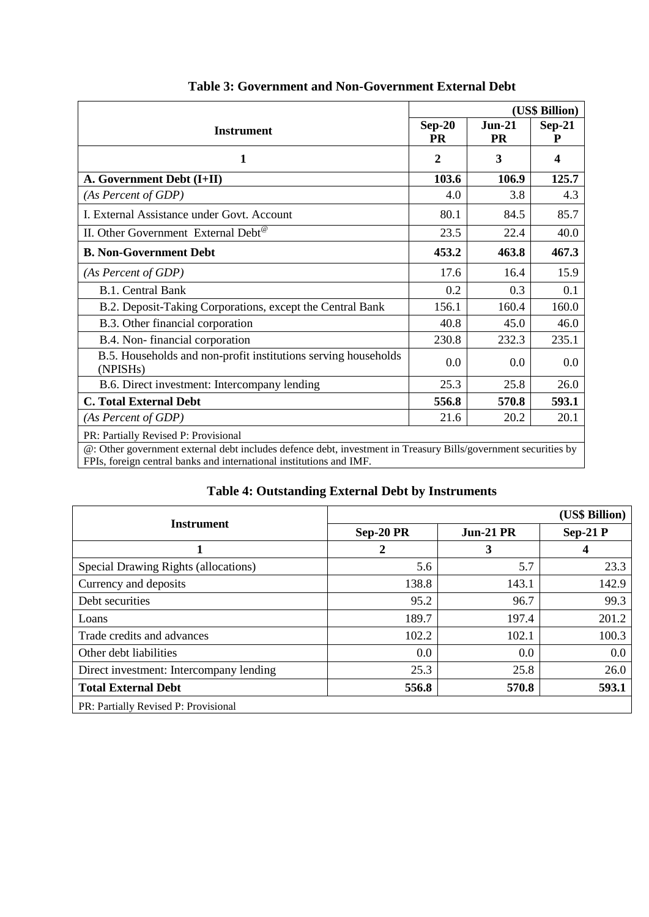**Table 3: Government and Non-Government External Debt**

| Instrument | (US$ Billion) | | |
|---|---|---|---|
| | Sep-20 PR | Jun-21 PR | Sep-21 P |
| 1 | 2 | 3 | 4 |
| **A. Government Debt (I+II)** | **103.6** | **106.9** | **125.7** |
| *(As Percent of GDP)* | 4.0 | 3.8 | 4.3 |
| I. External Assistance under Govt. Account | 80.1 | 84.5 | 85.7 |
| II. Other Government External Debt[@] | 23.5 | 22.4 | 40.0 |
| **B. Non-Government Debt** | **453.2** | **463.8** | **467.3** |
| *(As Percent of GDP)* | 17.6 | 16.4 | 15.9 |
| B.1. Central Bank | 0.2 | 0.3 | 0.1 |
| B.2. Deposit-Taking Corporations, except the Central Bank | 156.1 | 160.4 | 160.0 |
| B.3. Other financial corporation | 40.8 | 45.0 | 46.0 |
| B.4. Non- financial corporation | 230.8 | 232.3 | 235.1 |
| B.5. Households and non-profit institutions serving households (NPISHs) | 0.0 | 0.0 | 0.0 |
| B.6. Direct investment: Intercompany lending | 25.3 | 25.8 | 26.0 |
| **C. Total External Debt** | **556.8** | **570.8** | **593.1** |
| *(As Percent of GDP)* | 21.6 | 20.2 | 20.1 |

PR: Partially Revised P: Provisional

@: Other government external debt includes defence debt, investment in Treasury Bills/government securities by FPIs, foreign central banks and international institutions and IMF.

**Table 4: Outstanding External Debt by Instruments**

| Instrument | (US$ Billion) | | |
|---|---|---|---|
| | Sep-20 PR | Jun-21 PR | Sep-21 P |
| 1 | 2 | 3 | 4 |
| Special Drawing Rights (allocations) | 5.6 | 5.7 | 23.3 |
| Currency and deposits | 138.8 | 143.1 | 142.9 |
| Debt securities | 95.2 | 96.7 | 99.3 |
| Loans | 189.7 | 197.4 | 201.2 |
| Trade credits and advances | 102.2 | 102.1 | 100.3 |
| Other debt liabilities | 0.0 | 0.0 | 0.0 |
| Direct investment: Intercompany lending | 25.3 | 25.8 | 26.0 |
| **Total External Debt** | **556.8** | **570.8** | **593.1** |

PR: Partially Revised P: Provisional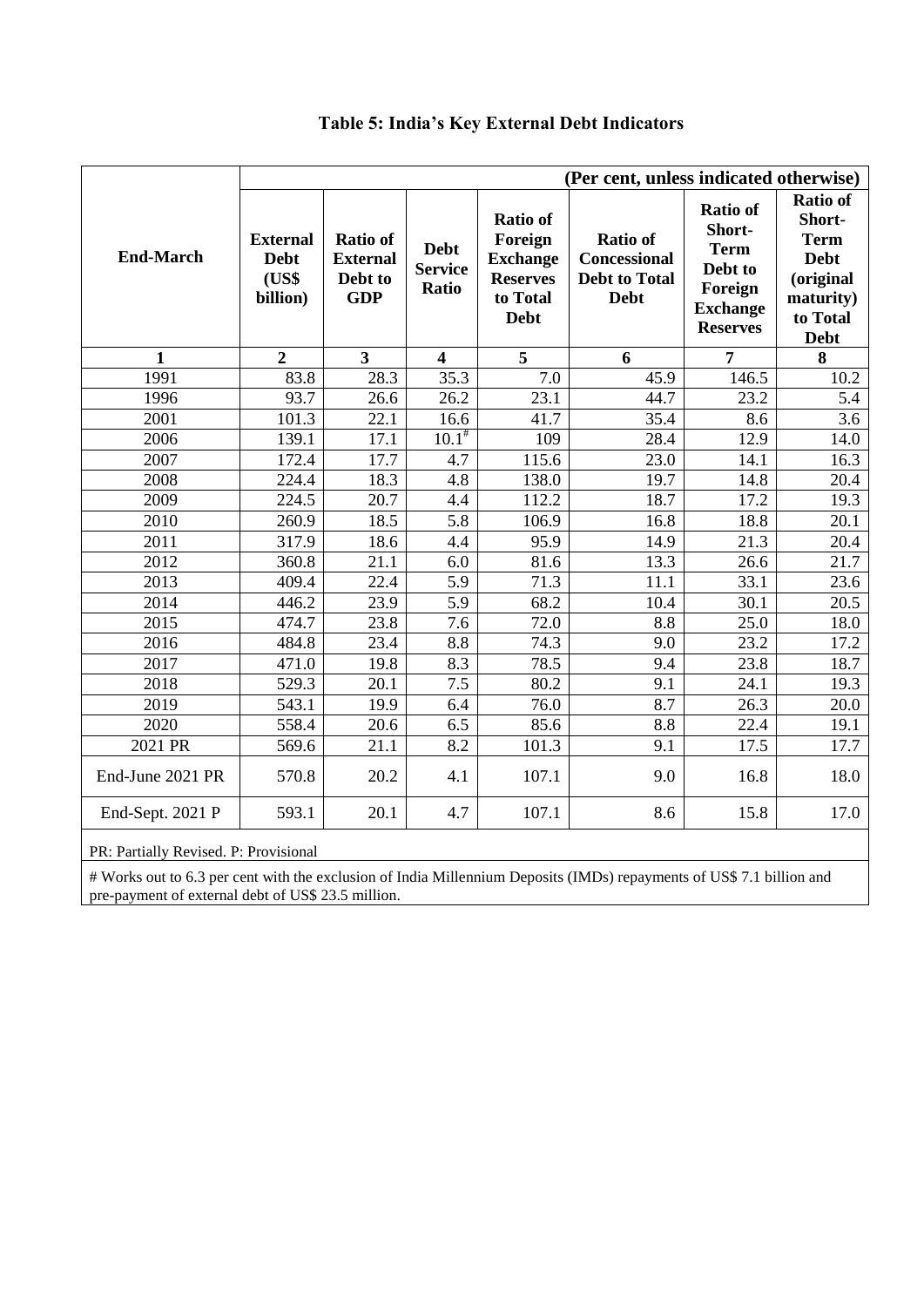# Table 5: India's Key External Debt Indicators

| | (Per cent, unless indicated otherwise) | | | | | | |
|---|---|---|---|---|---|---|---|
| **End-March** | **External Debt (US$ billion)** | **Ratio of External Debt to GDP** | **Debt Service Ratio** | **Ratio of Foreign Exchange Reserves to Total Debt** | **Ratio of Concessional Debt to Total Debt** | **Ratio of Short-Term Debt to Foreign Exchange Reserves** | **Ratio of Short-Term Debt (original maturity) to Total Debt** |
| **1** | **2** | **3** | **4** | **5** | **6** | **7** | **8** |
| 1991 | 83.8 | 28.3 | 35.3 | 7.0 | 45.9 | 146.5 | 10.2 |
| 1996 | 93.7 | 26.6 | 26.2 | 23.1 | 44.7 | 23.2 | 5.4 |
| 2001 | 101.3 | 22.1 | 16.6 | 41.7 | 35.4 | 8.6 | 3.6 |
| 2006 | 139.1 | 17.1 | 10.1# | 109 | 28.4 | 12.9 | 14.0 |
| 2007 | 172.4 | 17.7 | 4.7 | 115.6 | 23.0 | 14.1 | 16.3 |
| 2008 | 224.4 | 18.3 | 4.8 | 138.0 | 19.7 | 14.8 | 20.4 |
| 2009 | 224.5 | 20.7 | 4.4 | 112.2 | 18.7 | 17.2 | 19.3 |
| 2010 | 260.9 | 18.5 | 5.8 | 106.9 | 16.8 | 18.8 | 20.1 |
| 2011 | 317.9 | 18.6 | 4.4 | 95.9 | 14.9 | 21.3 | 20.4 |
| 2012 | 360.8 | 21.1 | 6.0 | 81.6 | 13.3 | 26.6 | 21.7 |
| 2013 | 409.4 | 22.4 | 5.9 | 71.3 | 11.1 | 33.1 | 23.6 |
| 2014 | 446.2 | 23.9 | 5.9 | 68.2 | 10.4 | 30.1 | 20.5 |
| 2015 | 474.7 | 23.8 | 7.6 | 72.0 | 8.8 | 25.0 | 18.0 |
| 2016 | 484.8 | 23.4 | 8.8 | 74.3 | 9.0 | 23.2 | 17.2 |
| 2017 | 471.0 | 19.8 | 8.3 | 78.5 | 9.4 | 23.8 | 18.7 |
| 2018 | 529.3 | 20.1 | 7.5 | 80.2 | 9.1 | 24.1 | 19.3 |
| 2019 | 543.1 | 19.9 | 6.4 | 76.0 | 8.7 | 26.3 | 20.0 |
| 2020 | 558.4 | 20.6 | 6.5 | 85.6 | 8.8 | 22.4 | 19.1 |
| 2021 PR | 569.6 | 21.1 | 8.2 | 101.3 | 9.1 | 17.5 | 17.7 |
| End-June 2021 PR | 570.8 | 20.2 | 4.1 | 107.1 | 9.0 | 16.8 | 18.0 |
| End-Sept. 2021 P | 593.1 | 20.1 | 4.7 | 107.1 | 8.6 | 15.8 | 17.0 |

PR: Partially Revised. P: Provisional

# Works out to 6.3 per cent with the exclusion of India Millennium Deposits (IMDs) repayments of US$ 7.1 billion and pre-payment of external debt of US$ 23.5 million.